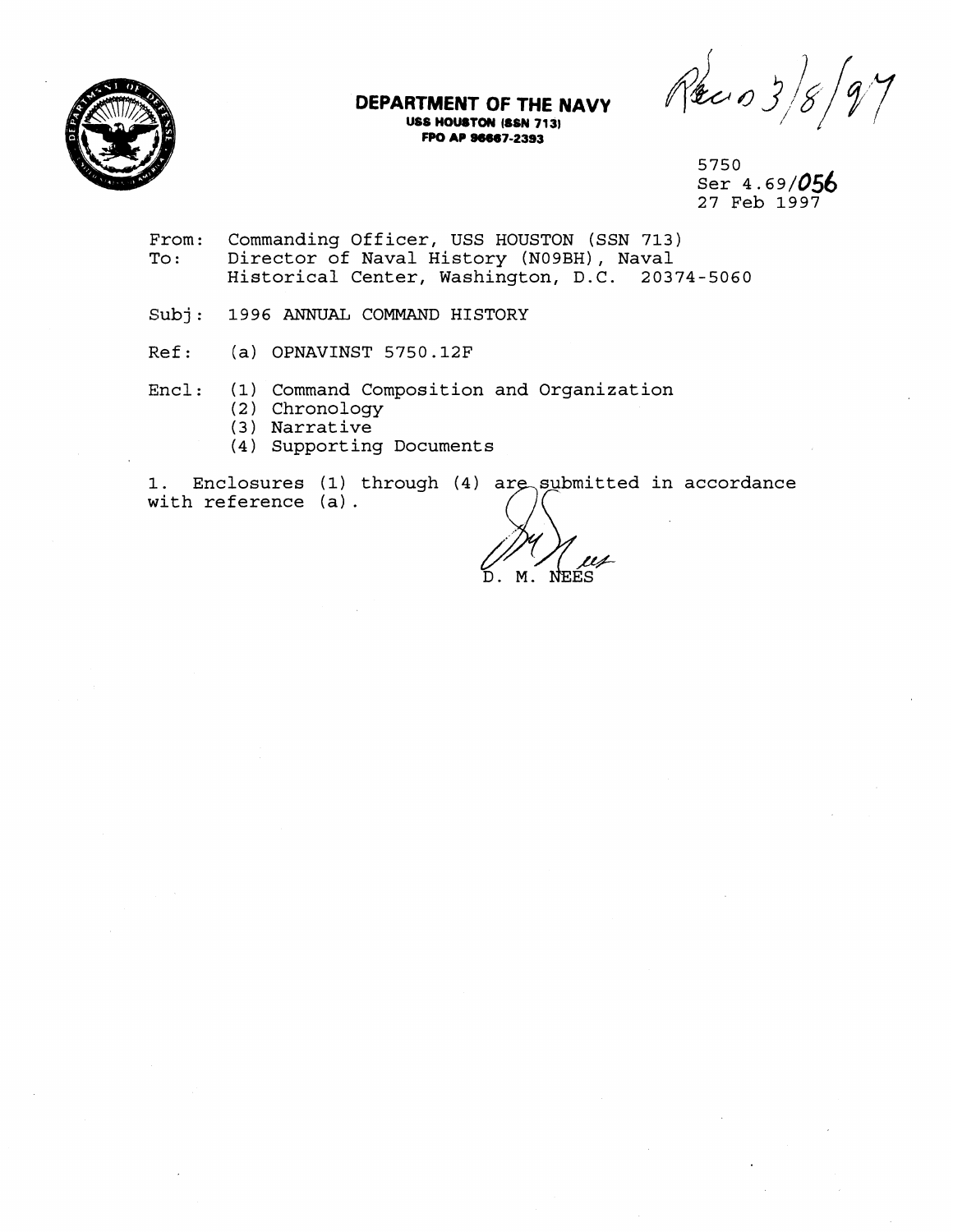**DEPARTMENT OF THE NAVY**
**USS HOUSTON (SSN 713)**
**FPO AP 96667-2393**

Rec'd 3/8/97

5750
Ser 4.69/056
27 Feb 1997

From: Commanding Officer, USS HOUSTON (SSN 713)
To: Director of Naval History (N09BH), Naval Historical Center, Washington, D.C. 20374-5060

Subj: 1996 ANNUAL COMMAND HISTORY

Ref: (a) OPNAVINST 5750.12F

Encl: (1) Command Composition and Organization
(2) Chronology
(3) Narrative
(4) Supporting Documents

1. Enclosures (1) through (4) are submitted in accordance with reference (a).

D. M. NEES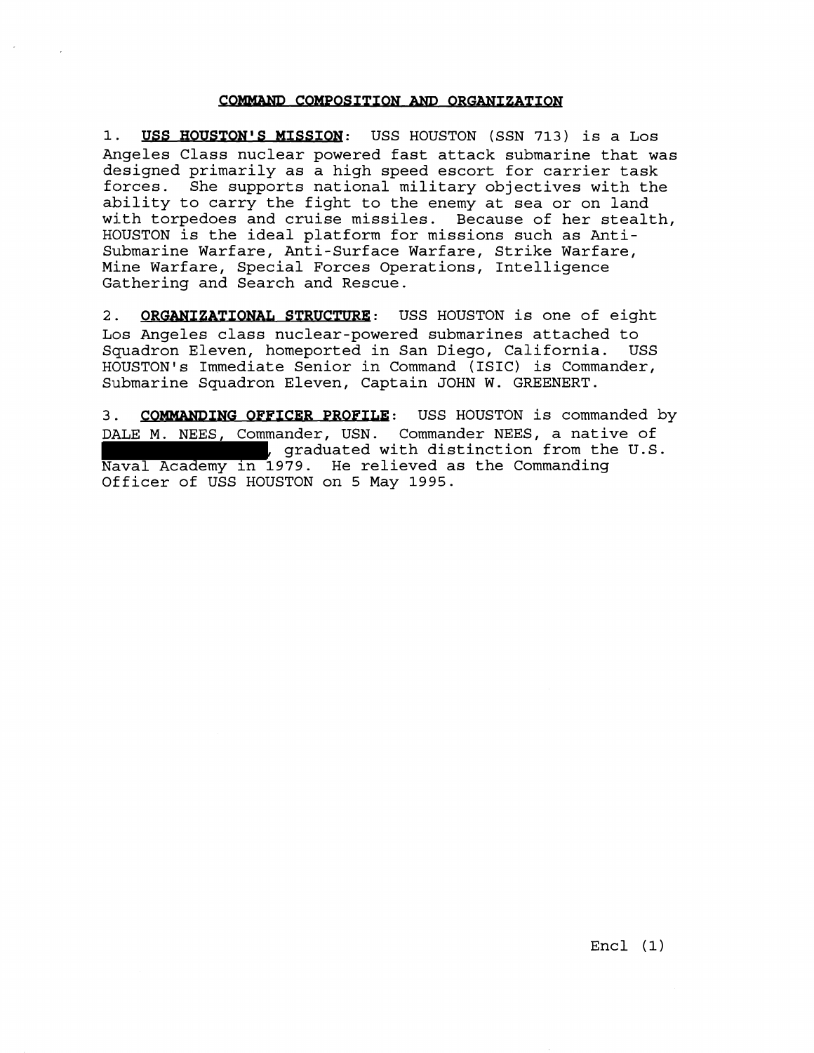## COMMAND COMPOSITION AND ORGANIZATION

1. **USS HOUSTON'S MISSION**: USS HOUSTON (SSN 713) is a Los Angeles Class nuclear powered fast attack submarine that was designed primarily as a high speed escort for carrier task forces. She supports national military objectives with the ability to carry the fight to the enemy at sea or on land with torpedoes and cruise missiles. Because of her stealth, HOUSTON is the ideal platform for missions such as Anti-Submarine Warfare, Anti-Surface Warfare, Strike Warfare, Mine Warfare, Special Forces Operations, Intelligence Gathering and Search and Rescue.

2. **ORGANIZATIONAL STRUCTURE**: USS HOUSTON is one of eight Los Angeles class nuclear-powered submarines attached to Squadron Eleven, homeported in San Diego, California. USS HOUSTON's Immediate Senior in Command (ISIC) is Commander, Submarine Squadron Eleven, Captain JOHN W. GREENERT.

3. **COMMANDING OFFICER PROFILE**: USS HOUSTON is commanded by DALE M. NEES, Commander, USN. Commander NEES, a native of [REDACTED], graduated with distinction from the U.S. Naval Academy in 1979. He relieved as the Commanding Officer of USS HOUSTON on 5 May 1995.

Encl (1)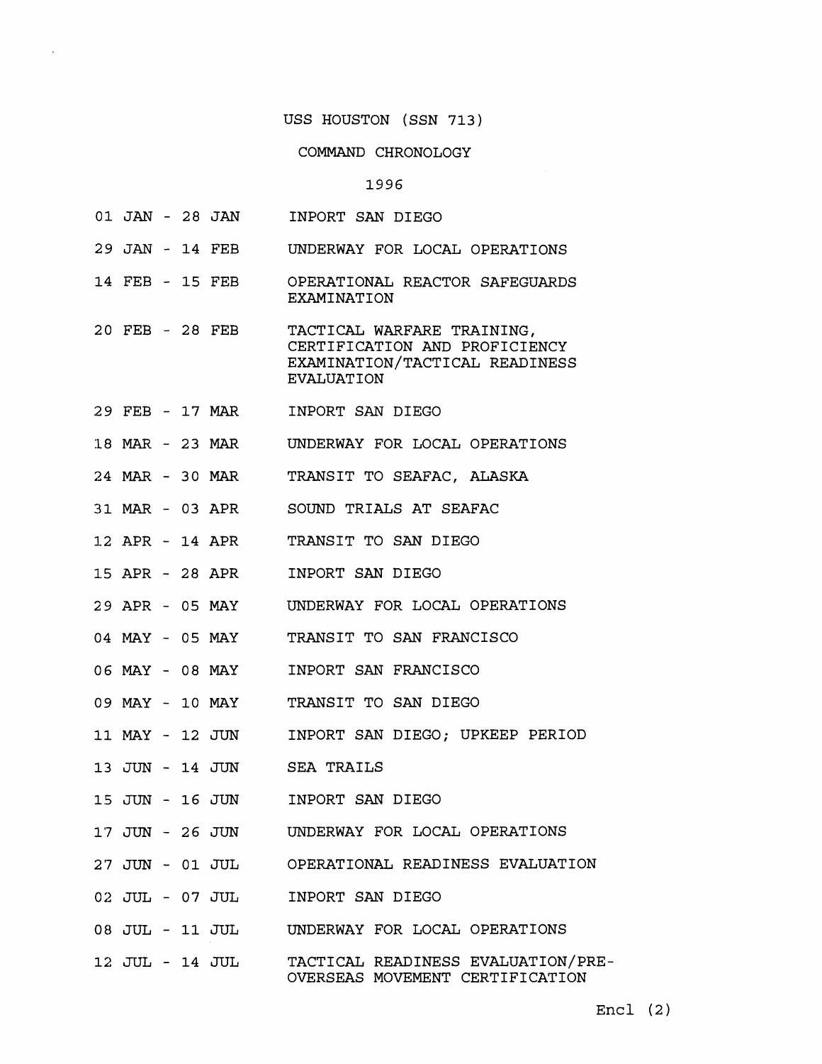# USS HOUSTON (SSN 713)

## COMMAND CHRONOLOGY

### 1996

| | |
|---|---|
| 01 JAN - 28 JAN | INPORT SAN DIEGO |
| 29 JAN - 14 FEB | UNDERWAY FOR LOCAL OPERATIONS |
| 14 FEB - 15 FEB | OPERATIONAL REACTOR SAFEGUARDS EXAMINATION |
| 20 FEB - 28 FEB | TACTICAL WARFARE TRAINING, CERTIFICATION AND PROFICIENCY EXAMINATION/TACTICAL READINESS EVALUATION |
| 29 FEB - 17 MAR | INPORT SAN DIEGO |
| 18 MAR - 23 MAR | UNDERWAY FOR LOCAL OPERATIONS |
| 24 MAR - 30 MAR | TRANSIT TO SEAFAC, ALASKA |
| 31 MAR - 03 APR | SOUND TRIALS AT SEAFAC |
| 12 APR - 14 APR | TRANSIT TO SAN DIEGO |
| 15 APR - 28 APR | INPORT SAN DIEGO |
| 29 APR - 05 MAY | UNDERWAY FOR LOCAL OPERATIONS |
| 04 MAY - 05 MAY | TRANSIT TO SAN FRANCISCO |
| 06 MAY - 08 MAY | INPORT SAN FRANCISCO |
| 09 MAY - 10 MAY | TRANSIT TO SAN DIEGO |
| 11 MAY - 12 JUN | INPORT SAN DIEGO; UPKEEP PERIOD |
| 13 JUN - 14 JUN | SEA TRAILS |
| 15 JUN - 16 JUN | INPORT SAN DIEGO |
| 17 JUN - 26 JUN | UNDERWAY FOR LOCAL OPERATIONS |
| 27 JUN - 01 JUL | OPERATIONAL READINESS EVALUATION |
| 02 JUL - 07 JUL | INPORT SAN DIEGO |
| 08 JUL - 11 JUL | UNDERWAY FOR LOCAL OPERATIONS |
| 12 JUL - 14 JUL | TACTICAL READINESS EVALUATION/PRE-OVERSEAS MOVEMENT CERTIFICATION |

Encl (2)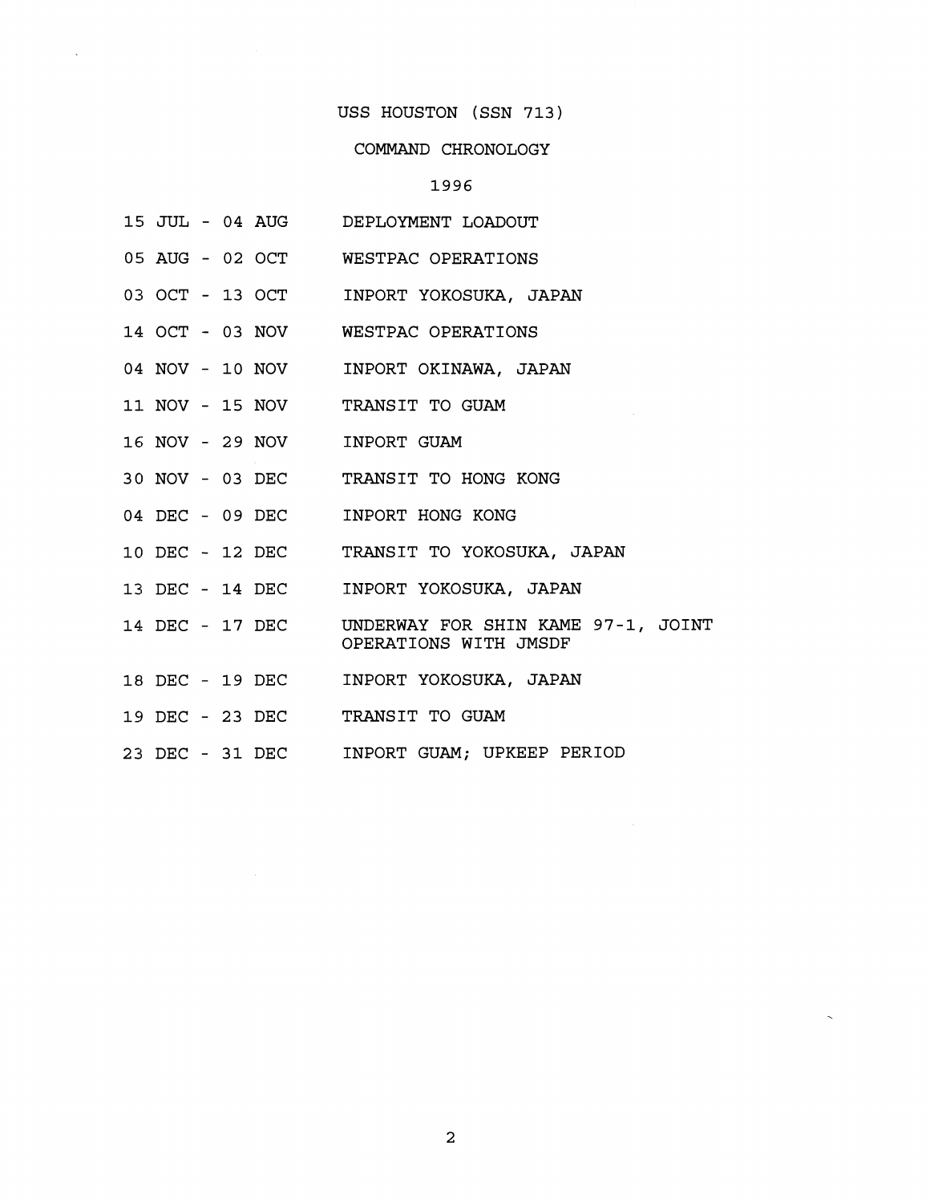# USS HOUSTON (SSN 713)

## COMMAND CHRONOLOGY

### 1996

| | |
|---|---|
| 15 JUL - 04 AUG | DEPLOYMENT LOADOUT |
| 05 AUG - 02 OCT | WESTPAC OPERATIONS |
| 03 OCT - 13 OCT | INPORT YOKOSUKA, JAPAN |
| 14 OCT - 03 NOV | WESTPAC OPERATIONS |
| 04 NOV - 10 NOV | INPORT OKINAWA, JAPAN |
| 11 NOV - 15 NOV | TRANSIT TO GUAM |
| 16 NOV - 29 NOV | INPORT GUAM |
| 30 NOV - 03 DEC | TRANSIT TO HONG KONG |
| 04 DEC - 09 DEC | INPORT HONG KONG |
| 10 DEC - 12 DEC | TRANSIT TO YOKOSUKA, JAPAN |
| 13 DEC - 14 DEC | INPORT YOKOSUKA, JAPAN |
| 14 DEC - 17 DEC | UNDERWAY FOR SHIN KAME 97-1, JOINT OPERATIONS WITH JMSDF |
| 18 DEC - 19 DEC | INPORT YOKOSUKA, JAPAN |
| 19 DEC - 23 DEC | TRANSIT TO GUAM |
| 23 DEC - 31 DEC | INPORT GUAM; UPKEEP PERIOD |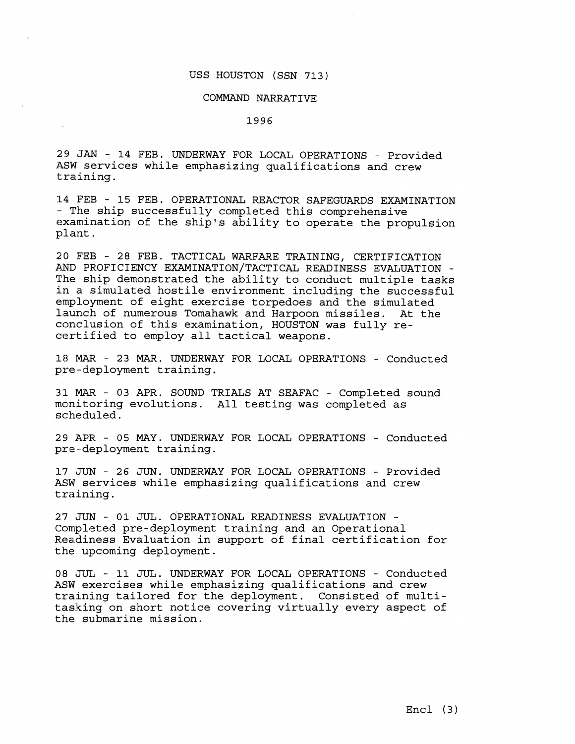# USS HOUSTON (SSN 713)

## COMMAND NARRATIVE

### 1996

29 JAN - 14 FEB. UNDERWAY FOR LOCAL OPERATIONS - Provided ASW services while emphasizing qualifications and crew training.

14 FEB - 15 FEB. OPERATIONAL REACTOR SAFEGUARDS EXAMINATION - The ship successfully completed this comprehensive examination of the ship's ability to operate the propulsion plant.

20 FEB - 28 FEB. TACTICAL WARFARE TRAINING, CERTIFICATION AND PROFICIENCY EXAMINATION/TACTICAL READINESS EVALUATION - The ship demonstrated the ability to conduct multiple tasks in a simulated hostile environment including the successful employment of eight exercise torpedoes and the simulated launch of numerous Tomahawk and Harpoon missiles. At the conclusion of this examination, HOUSTON was fully re-certified to employ all tactical weapons.

18 MAR - 23 MAR. UNDERWAY FOR LOCAL OPERATIONS - Conducted pre-deployment training.

31 MAR - 03 APR. SOUND TRIALS AT SEAFAC - Completed sound monitoring evolutions. All testing was completed as scheduled.

29 APR - 05 MAY. UNDERWAY FOR LOCAL OPERATIONS - Conducted pre-deployment training.

17 JUN - 26 JUN. UNDERWAY FOR LOCAL OPERATIONS - Provided ASW services while emphasizing qualifications and crew training.

27 JUN - 01 JUL. OPERATIONAL READINESS EVALUATION - Completed pre-deployment training and an Operational Readiness Evaluation in support of final certification for the upcoming deployment.

08 JUL - 11 JUL. UNDERWAY FOR LOCAL OPERATIONS - Conducted ASW exercises while emphasizing qualifications and crew training tailored for the deployment. Consisted of multi-tasking on short notice covering virtually every aspect of the submarine mission.

Encl (3)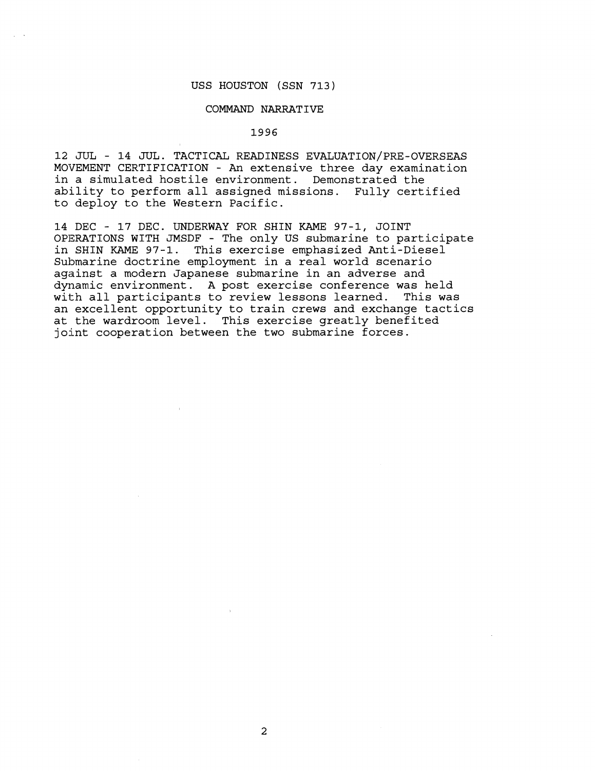# USS HOUSTON (SSN 713)

## COMMAND NARRATIVE

### 1996

12 JUL - 14 JUL. TACTICAL READINESS EVALUATION/PRE-OVERSEAS MOVEMENT CERTIFICATION - An extensive three day examination in a simulated hostile environment. Demonstrated the ability to perform all assigned missions. Fully certified to deploy to the Western Pacific.

14 DEC - 17 DEC. UNDERWAY FOR SHIN KAME 97-1, JOINT OPERATIONS WITH JMSDF - The only US submarine to participate in SHIN KAME 97-1. This exercise emphasized Anti-Diesel Submarine doctrine employment in a real world scenario against a modern Japanese submarine in an adverse and dynamic environment. A post exercise conference was held with all participants to review lessons learned. This was an excellent opportunity to train crews and exchange tactics at the wardroom level. This exercise greatly benefited joint cooperation between the two submarine forces.